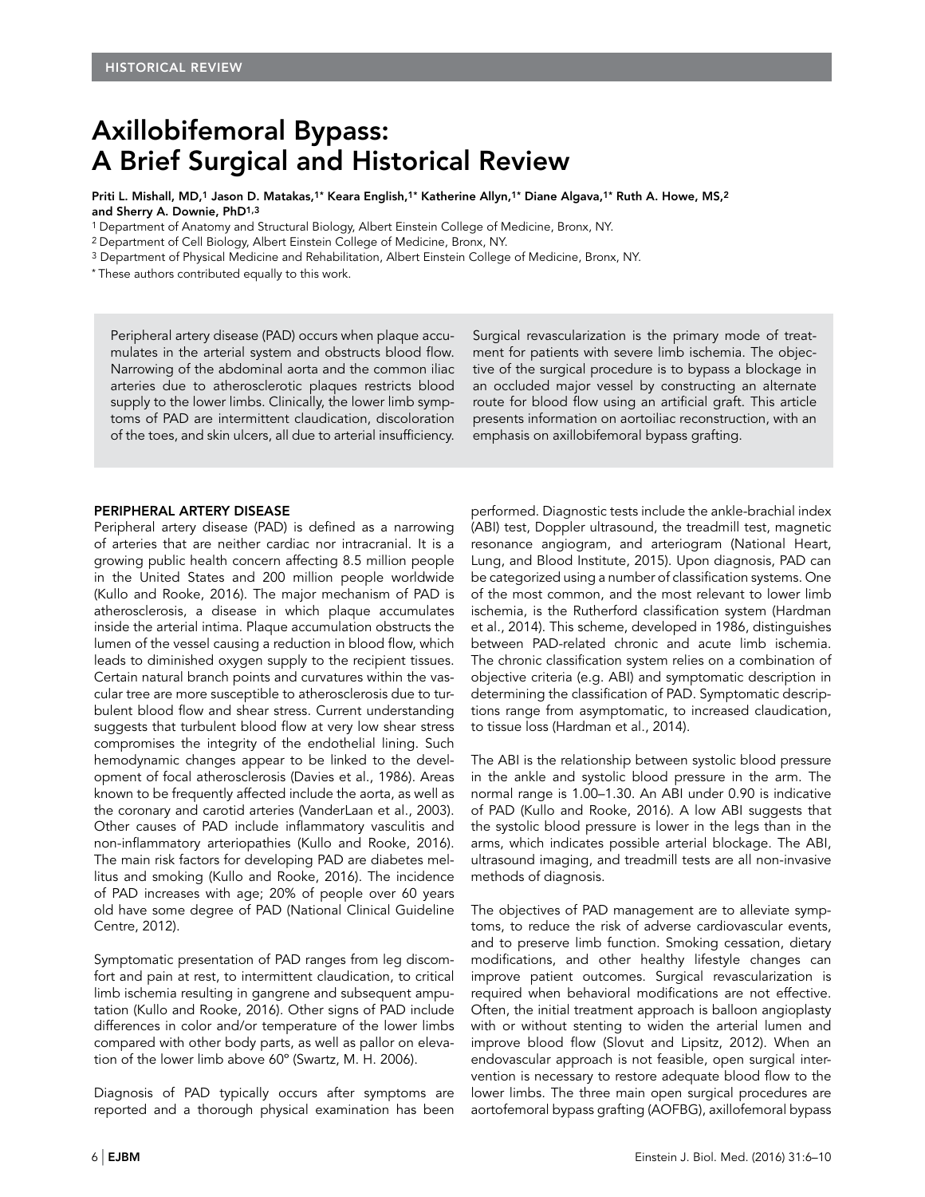HISTORICAL REVIEW

# Axillobifemoral Bypass: A Brief Surgical and Historical Review

**Priti L. Mishall, MD,[1] Jason D. Matakas,[1*] Keara English,[1*] Katherine Allyn,[1*] Diane Algava,[1*] Ruth A. Howe, MS,[2] and Sherry A. Downie, PhD[1,3]**

[1] Department of Anatomy and Structural Biology, Albert Einstein College of Medicine, Bronx, NY.
[2] Department of Cell Biology, Albert Einstein College of Medicine, Bronx, NY.
[3] Department of Physical Medicine and Rehabilitation, Albert Einstein College of Medicine, Bronx, NY.
[*] These authors contributed equally to this work.

Peripheral artery disease (PAD) occurs when plaque accumulates in the arterial system and obstructs blood flow. Narrowing of the abdominal aorta and the common iliac arteries due to atherosclerotic plaques restricts blood supply to the lower limbs. Clinically, the lower limb symptoms of PAD are intermittent claudication, discoloration of the toes, and skin ulcers, all due to arterial insufficiency. Surgical revascularization is the primary mode of treatment for patients with severe limb ischemia. The objective of the surgical procedure is to bypass a blockage in an occluded major vessel by constructing an alternate route for blood flow using an artificial graft. This article presents information on aortoiliac reconstruction, with an emphasis on axillobifemoral bypass grafting.

## PERIPHERAL ARTERY DISEASE

Peripheral artery disease (PAD) is defined as a narrowing of arteries that are neither cardiac nor intracranial. It is a growing public health concern affecting 8.5 million people in the United States and 200 million people worldwide (Kullo and Rooke, 2016). The major mechanism of PAD is atherosclerosis, a disease in which plaque accumulates inside the arterial intima. Plaque accumulation obstructs the lumen of the vessel causing a reduction in blood flow, which leads to diminished oxygen supply to the recipient tissues. Certain natural branch points and curvatures within the vascular tree are more susceptible to atherosclerosis due to turbulent blood flow and shear stress. Current understanding suggests that turbulent blood flow at very low shear stress compromises the integrity of the endothelial lining. Such hemodynamic changes appear to be linked to the development of focal atherosclerosis (Davies et al., 1986). Areas known to be frequently affected include the aorta, as well as the coronary and carotid arteries (VanderLaan et al., 2003). Other causes of PAD include inflammatory vasculitis and non-inflammatory arteriopathies (Kullo and Rooke, 2016). The main risk factors for developing PAD are diabetes mellitus and smoking (Kullo and Rooke, 2016). The incidence of PAD increases with age; 20% of people over 60 years old have some degree of PAD (National Clinical Guideline Centre, 2012).

Symptomatic presentation of PAD ranges from leg discomfort and pain at rest, to intermittent claudication, to critical limb ischemia resulting in gangrene and subsequent amputation (Kullo and Rooke, 2016). Other signs of PAD include differences in color and/or temperature of the lower limbs compared with other body parts, as well as pallor on elevation of the lower limb above 60º (Swartz, M. H. 2006).

Diagnosis of PAD typically occurs after symptoms are reported and a thorough physical examination has been performed. Diagnostic tests include the ankle-brachial index (ABI) test, Doppler ultrasound, the treadmill test, magnetic resonance angiogram, and arteriogram (National Heart, Lung, and Blood Institute, 2015). Upon diagnosis, PAD can be categorized using a number of classification systems. One of the most common, and the most relevant to lower limb ischemia, is the Rutherford classification system (Hardman et al., 2014). This scheme, developed in 1986, distinguishes between PAD-related chronic and acute limb ischemia. The chronic classification system relies on a combination of objective criteria (e.g. ABI) and symptomatic description in determining the classification of PAD. Symptomatic descriptions range from asymptomatic, to increased claudication, to tissue loss (Hardman et al., 2014).

The ABI is the relationship between systolic blood pressure in the ankle and systolic blood pressure in the arm. The normal range is 1.00–1.30. An ABI under 0.90 is indicative of PAD (Kullo and Rooke, 2016). A low ABI suggests that the systolic blood pressure is lower in the legs than in the arms, which indicates possible arterial blockage. The ABI, ultrasound imaging, and treadmill tests are all non-invasive methods of diagnosis.

The objectives of PAD management are to alleviate symptoms, to reduce the risk of adverse cardiovascular events, and to preserve limb function. Smoking cessation, dietary modifications, and other healthy lifestyle changes can improve patient outcomes. Surgical revascularization is required when behavioral modifications are not effective. Often, the initial treatment approach is balloon angioplasty with or without stenting to widen the arterial lumen and improve blood flow (Slovut and Lipsitz, 2012). When an endovascular approach is not feasible, open surgical intervention is necessary to restore adequate blood flow to the lower limbs. The three main open surgical procedures are aortofemoral bypass grafting (AOFBG), axillofemoral bypass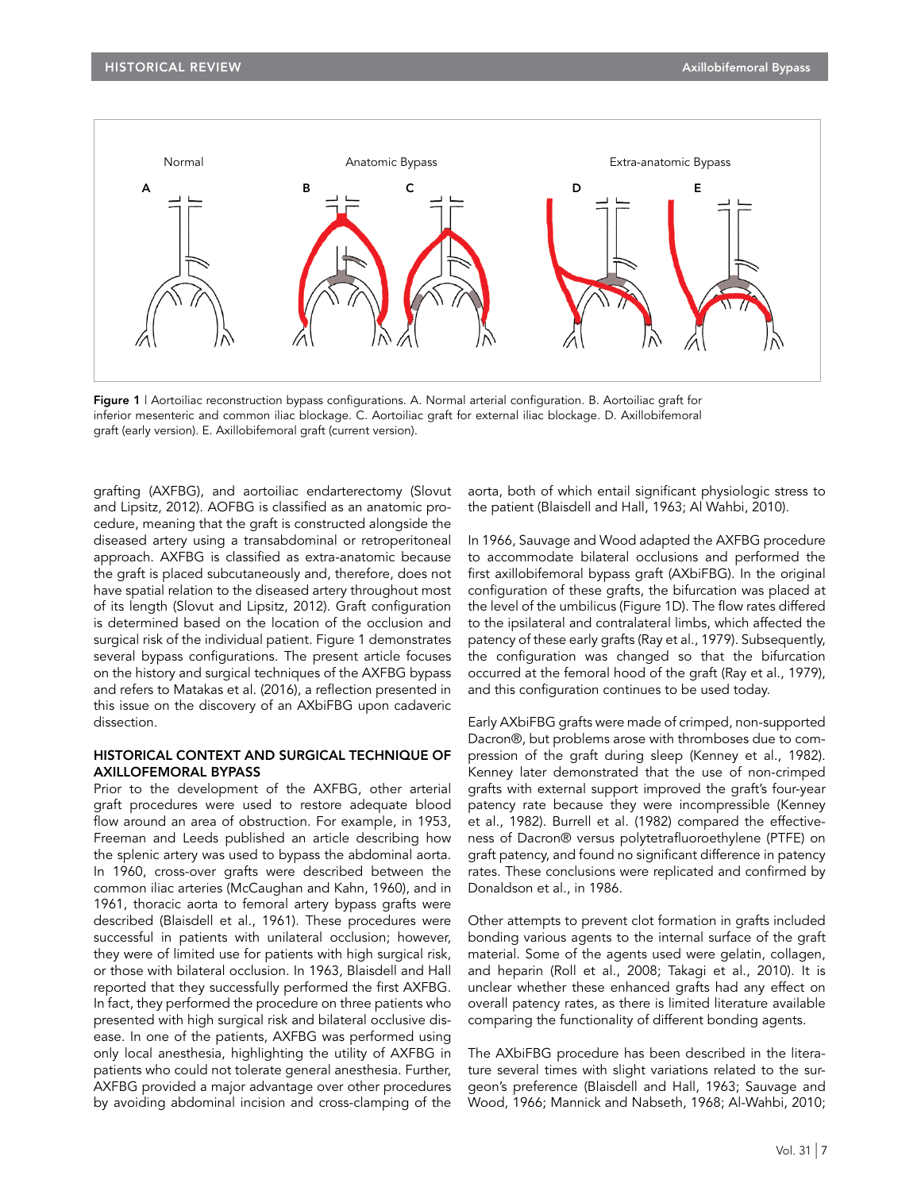Normal

Anatomic Bypass

Extra-anatomic Bypass

**Figure 1** | Aortoiliac reconstruction bypass configurations. A. Normal arterial configuration. B. Aortoiliac graft for inferior mesenteric and common iliac blockage. C. Aortoiliac graft for external iliac blockage. D. Axillobifemoral graft (early version). E. Axillobifemoral graft (current version).

grafting (AXFBG), and aortoiliac endarterectomy (Slovut and Lipsitz, 2012). AOFBG is classified as an anatomic procedure, meaning that the graft is constructed alongside the diseased artery using a transabdominal or retroperitoneal approach. AXFBG is classified as extra-anatomic because the graft is placed subcutaneously and, therefore, does not have spatial relation to the diseased artery throughout most of its length (Slovut and Lipsitz, 2012). Graft configuration is determined based on the location of the occlusion and surgical risk of the individual patient. Figure 1 demonstrates several bypass configurations. The present article focuses on the history and surgical techniques of the AXFBG bypass and refers to Matakas et al. (2016), a reflection presented in this issue on the discovery of an AXbiFBG upon cadaveric dissection.

## HISTORICAL CONTEXT AND SURGICAL TECHNIQUE OF AXILLOFEMORAL BYPASS

Prior to the development of the AXFBG, other arterial graft procedures were used to restore adequate blood flow around an area of obstruction. For example, in 1953, Freeman and Leeds published an article describing how the splenic artery was used to bypass the abdominal aorta. In 1960, cross-over grafts were described between the common iliac arteries (McCaughan and Kahn, 1960), and in 1961, thoracic aorta to femoral artery bypass grafts were described (Blaisdell et al., 1961). These procedures were successful in patients with unilateral occlusion; however, they were of limited use for patients with high surgical risk, or those with bilateral occlusion. In 1963, Blaisdell and Hall reported that they successfully performed the first AXFBG. In fact, they performed the procedure on three patients who presented with high surgical risk and bilateral occlusive disease. In one of the patients, AXFBG was performed using only local anesthesia, highlighting the utility of AXFBG in patients who could not tolerate general anesthesia. Further, AXFBG provided a major advantage over other procedures by avoiding abdominal incision and cross-clamping of the aorta, both of which entail significant physiologic stress to the patient (Blaisdell and Hall, 1963; Al Wahbi, 2010).

In 1966, Sauvage and Wood adapted the AXFBG procedure to accommodate bilateral occlusions and performed the first axillobifemoral bypass graft (AXbiFBG). In the original configuration of these grafts, the bifurcation was placed at the level of the umbilicus (Figure 1D). The flow rates differed to the ipsilateral and contralateral limbs, which affected the patency of these early grafts (Ray et al., 1979). Subsequently, the configuration was changed so that the bifurcation occurred at the femoral hood of the graft (Ray et al., 1979), and this configuration continues to be used today.

Early AXbiFBG grafts were made of crimped, non-supported Dacron®, but problems arose with thromboses due to compression of the graft during sleep (Kenney et al., 1982). Kenney later demonstrated that the use of non-crimped grafts with external support improved the graft's four-year patency rate because they were incompressible (Kenney et al., 1982). Burrell et al. (1982) compared the effectiveness of Dacron® versus polytetrafluoroethylene (PTFE) on graft patency, and found no significant difference in patency rates. These conclusions were replicated and confirmed by Donaldson et al., in 1986.

Other attempts to prevent clot formation in grafts included bonding various agents to the internal surface of the graft material. Some of the agents used were gelatin, collagen, and heparin (Roll et al., 2008; Takagi et al., 2010). It is unclear whether these enhanced grafts had any effect on overall patency rates, as there is limited literature available comparing the functionality of different bonding agents.

The AXbiFBG procedure has been described in the literature several times with slight variations related to the surgeon's preference (Blaisdell and Hall, 1963; Sauvage and Wood, 1966; Mannick and Nabseth, 1968; Al-Wahbi, 2010;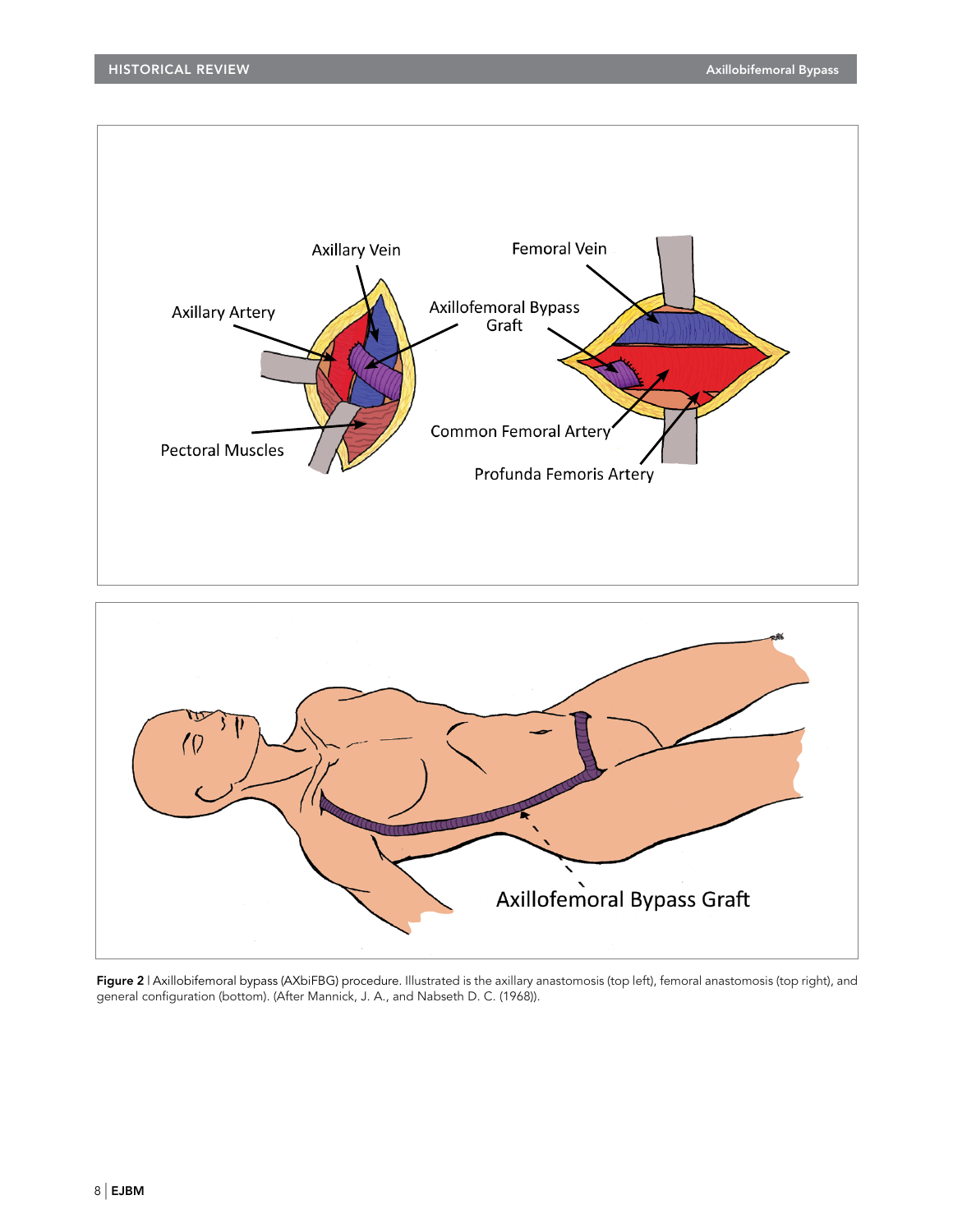**Figure 2** | Axillobifemoral bypass (AXbiFBG) procedure. Illustrated is the axillary anastomosis (top left), femoral anastomosis (top right), and general configuration (bottom). (After Mannick, J. A., and Nabseth D. C. (1968)).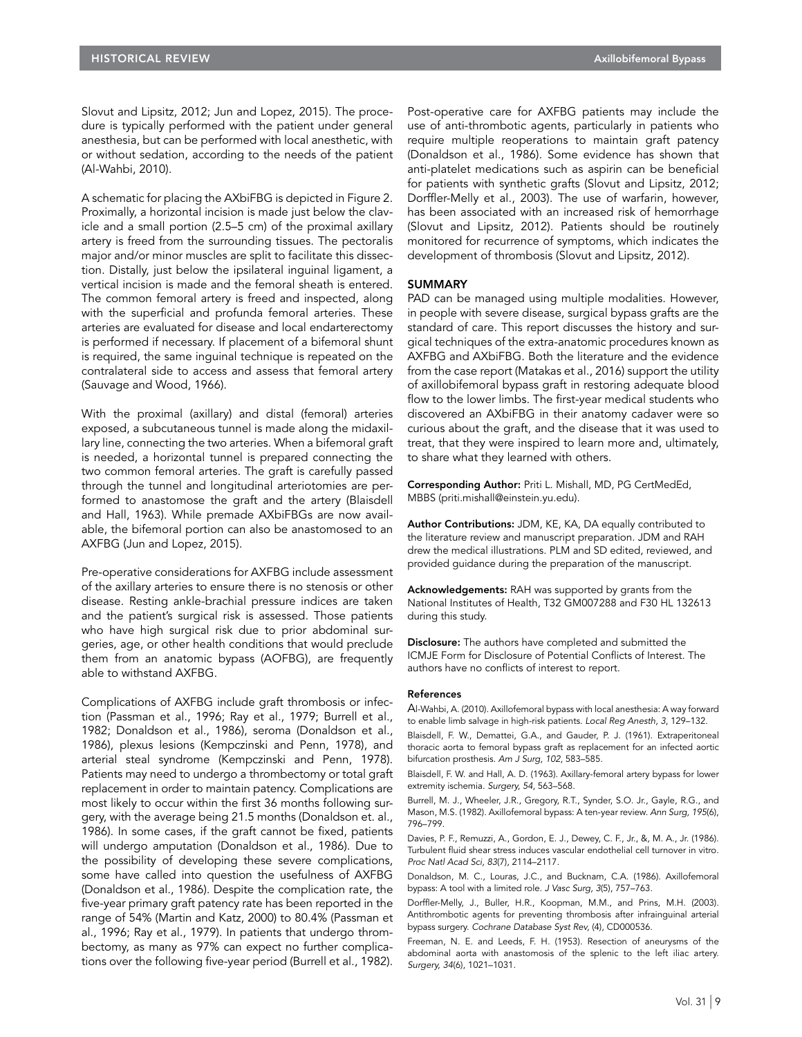Slovut and Lipsitz, 2012; Jun and Lopez, 2015). The procedure is typically performed with the patient under general anesthesia, but can be performed with local anesthetic, with or without sedation, according to the needs of the patient (Al-Wahbi, 2010).

A schematic for placing the AXbiFBG is depicted in Figure 2. Proximally, a horizontal incision is made just below the clavicle and a small portion (2.5–5 cm) of the proximal axillary artery is freed from the surrounding tissues. The pectoralis major and/or minor muscles are split to facilitate this dissection. Distally, just below the ipsilateral inguinal ligament, a vertical incision is made and the femoral sheath is entered. The common femoral artery is freed and inspected, along with the superficial and profunda femoral arteries. These arteries are evaluated for disease and local endarterectomy is performed if necessary. If placement of a bifemoral shunt is required, the same inguinal technique is repeated on the contralateral side to access and assess that femoral artery (Sauvage and Wood, 1966).

With the proximal (axillary) and distal (femoral) arteries exposed, a subcutaneous tunnel is made along the midaxillary line, connecting the two arteries. When a bifemoral graft is needed, a horizontal tunnel is prepared connecting the two common femoral arteries. The graft is carefully passed through the tunnel and longitudinal arteriotomies are performed to anastomose the graft and the artery (Blaisdell and Hall, 1963). While premade AXbiFBGs are now available, the bifemoral portion can also be anastomosed to an AXFBG (Jun and Lopez, 2015).

Pre-operative considerations for AXFBG include assessment of the axillary arteries to ensure there is no stenosis or other disease. Resting ankle-brachial pressure indices are taken and the patient's surgical risk is assessed. Those patients who have high surgical risk due to prior abdominal surgeries, age, or other health conditions that would preclude them from an anatomic bypass (AOFBG), are frequently able to withstand AXFBG.

Complications of AXFBG include graft thrombosis or infection (Passman et al., 1996; Ray et al., 1979; Burrell et al., 1982; Donaldson et al., 1986), seroma (Donaldson et al., 1986), plexus lesions (Kempczinski and Penn, 1978), and arterial steal syndrome (Kempczinski and Penn, 1978). Patients may need to undergo a thrombectomy or total graft replacement in order to maintain patency. Complications are most likely to occur within the first 36 months following surgery, with the average being 21.5 months (Donaldson et. al., 1986). In some cases, if the graft cannot be fixed, patients will undergo amputation (Donaldson et al., 1986). Due to the possibility of developing these severe complications, some have called into question the usefulness of AXFBG (Donaldson et al., 1986). Despite the complication rate, the five-year primary graft patency rate has been reported in the range of 54% (Martin and Katz, 2000) to 80.4% (Passman et al., 1996; Ray et al., 1979). In patients that undergo thrombectomy, as many as 97% can expect no further complications over the following five-year period (Burrell et al., 1982).

Post-operative care for AXFBG patients may include the use of anti-thrombotic agents, particularly in patients who require multiple reoperations to maintain graft patency (Donaldson et al., 1986). Some evidence has shown that anti-platelet medications such as aspirin can be beneficial for patients with synthetic grafts (Slovut and Lipsitz, 2012; Dorffler-Melly et al., 2003). The use of warfarin, however, has been associated with an increased risk of hemorrhage (Slovut and Lipsitz, 2012). Patients should be routinely monitored for recurrence of symptoms, which indicates the development of thrombosis (Slovut and Lipsitz, 2012).

## SUMMARY

PAD can be managed using multiple modalities. However, in people with severe disease, surgical bypass grafts are the standard of care. This report discusses the history and surgical techniques of the extra-anatomic procedures known as AXFBG and AXbiFBG. Both the literature and the evidence from the case report (Matakas et al., 2016) support the utility of axillobifemoral bypass graft in restoring adequate blood flow to the lower limbs. The first-year medical students who discovered an AXbiFBG in their anatomy cadaver were so curious about the graft, and the disease that it was used to treat, that they were inspired to learn more and, ultimately, to share what they learned with others.

**Corresponding Author:** Priti L. Mishall, MD, PG CertMedEd, MBBS (priti.mishall@einstein.yu.edu).

**Author Contributions:** JDM, KE, KA, DA equally contributed to the literature review and manuscript preparation. JDM and RAH drew the medical illustrations. PLM and SD edited, reviewed, and provided guidance during the preparation of the manuscript.

**Acknowledgements:** RAH was supported by grants from the National Institutes of Health, T32 GM007288 and F30 HL 132613 during this study.

**Disclosure:** The authors have completed and submitted the ICMJE Form for Disclosure of Potential Conflicts of Interest. The authors have no conflicts of interest to report.

### References

Al-Wahbi, A. (2010). Axillofemoral bypass with local anesthesia: A way forward to enable limb salvage in high-risk patients. *Local Reg Anesth, 3*, 129–132.

Blaisdell, F. W., Demattei, G.A., and Gauder, P. J. (1961). Extraperitoneal thoracic aorta to femoral bypass graft as replacement for an infected aortic bifurcation prosthesis. *Am J Surg, 102*, 583–585.

Blaisdell, F. W. and Hall, A. D. (1963). Axillary-femoral artery bypass for lower extremity ischemia. *Surgery, 54*, 563–568.

Burrell, M. J., Wheeler, J.R., Gregory, R.T., Synder, S.O. Jr., Gayle, R.G., and Mason, M.S. (1982). Axillofemoral bypass: A ten-year review. *Ann Surg, 195*(6), 796–799.

Davies, P. F., Remuzzi, A., Gordon, E. J., Dewey, C. F., Jr., &, M. A., Jr. (1986). Turbulent fluid shear stress induces vascular endothelial cell turnover in vitro. *Proc Natl Acad Sci, 83*(7), 2114–2117.

Donaldson, M. C., Louras, J.C., and Bucknam, C.A. (1986). Axillofemoral bypass: A tool with a limited role. *J Vasc Surg, 3*(5), 757–763.

Dorffler-Melly, J., Buller, H.R., Koopman, M.M., and Prins, M.H. (2003). Antithrombotic agents for preventing thrombosis after infrainguinal arterial bypass surgery. *Cochrane Database Syst Rev*, (4), CD000536.

Freeman, N. E. and Leeds, F. H. (1953). Resection of aneurysms of the abdominal aorta with anastomosis of the splenic to the left iliac artery. *Surgery, 34*(6), 1021–1031.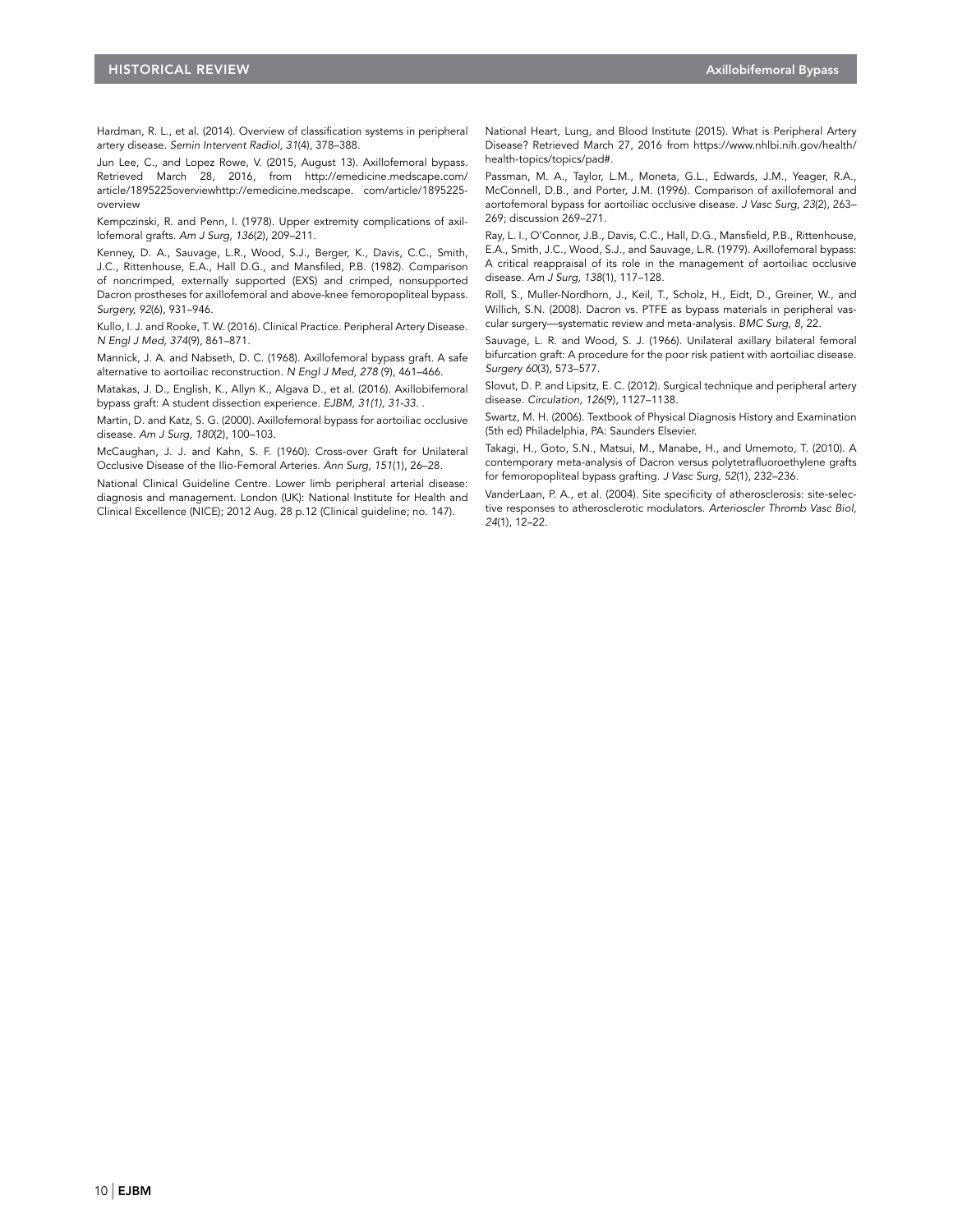Hardman, R. L., et al. (2014). Overview of classification systems in peripheral artery disease. *Semin Intervent Radiol*, *31*(4), 378–388.

Jun Lee, C., and Lopez Rowe, V. (2015, August 13). Axillofemoral bypass. Retrieved March 28, 2016, from http://emedicine.medscape.com/article/1895225overviewhttp://emedicine.medscape. com/article/1895225-overview

Kempczinski, R. and Penn, I. (1978). Upper extremity complications of axillofemoral grafts. *Am J Surg, 136*(2), 209–211.

Kenney, D. A., Sauvage, L.R., Wood, S.J., Berger, K., Davis, C.C., Smith, J.C., Rittenhouse, E.A., Hall D.G., and Mansfiled, P.B. (1982). Comparison of noncrimped, externally supported (EXS) and crimped, nonsupported Dacron prostheses for axillofemoral and above-knee femoropopliteal bypass. *Surgery, 92*(6), 931–946.

Kullo, I. J. and Rooke, T. W. (2016). Clinical Practice. Peripheral Artery Disease. *N Engl J Med, 374*(9), 861–871.

Mannick, J. A. and Nabseth, D. C. (1968). Axillofemoral bypass graft. A safe alternative to aortoiliac reconstruction. *N Engl J Med, 278* (9), 461–466.

Matakas, J. D., English, K., Allyn K., Algava D., et al. (2016). Axillobifemoral bypass graft: A student dissection experience. *EJBM, 31(1), 31-33.* .

Martin, D. and Katz, S. G. (2000). Axillofemoral bypass for aortoiliac occlusive disease. *Am J Surg, 180*(2), 100–103.

McCaughan, J. J. and Kahn, S. F. (1960). Cross-over Graft for Unilateral Occlusive Disease of the Ilio-Femoral Arteries. *Ann Surg, 151*(1), 26–28.

National Clinical Guideline Centre. Lower limb peripheral arterial disease: diagnosis and management. London (UK): National Institute for Health and Clinical Excellence (NICE); 2012 Aug. 28 p.12 (Clinical guideline; no. 147).

National Heart, Lung, and Blood Institute (2015). What is Peripheral Artery Disease? Retrieved March 27, 2016 from https://www.nhlbi.nih.gov/health/health-topics/topics/pad#.

Passman, M. A., Taylor, L.M., Moneta, G.L., Edwards, J.M., Yeager, R.A., McConnell, D.B., and Porter, J.M. (1996). Comparison of axillofemoral and aortofemoral bypass for aortoiliac occlusive disease. *J Vasc Surg, 23*(2), 263–269; discussion 269–271.

Ray, L. I., O'Connor, J.B., Davis, C.C., Hall, D.G., Mansfield, P.B., Rittenhouse, E.A., Smith, J.C., Wood, S.J., and Sauvage, L.R. (1979). Axillofemoral bypass: A critical reappraisal of its role in the management of aortoiliac occlusive disease. *Am J Surg, 138*(1), 117–128.

Roll, S., Muller-Nordhorn, J., Keil, T., Scholz, H., Eidt, D., Greiner, W., and Willich, S.N. (2008). Dacron vs. PTFE as bypass materials in peripheral vascular surgery—systematic review and meta-analysis. *BMC Surg, 8*, 22.

Sauvage, L. R. and Wood, S. J. (1966). Unilateral axillary bilateral femoral bifurcation graft: A procedure for the poor risk patient with aortoiliac disease. *Surgery 60*(3), 573–577.

Slovut, D. P. and Lipsitz, E. C. (2012). Surgical technique and peripheral artery disease. *Circulation, 126*(9), 1127–1138.

Swartz, M. H. (2006). Textbook of Physical Diagnosis History and Examination (5th ed) Philadelphia, PA: Saunders Elsevier.

Takagi, H., Goto, S.N., Matsui, M., Manabe, H., and Umemoto, T. (2010). A contemporary meta-analysis of Dacron versus polytetrafluoroethylene grafts for femoropopliteal bypass grafting. *J Vasc Surg, 52*(1), 232–236.

VanderLaan, P. A., et al. (2004). Site specificity of atherosclerosis: site-selective responses to atherosclerotic modulators. *Arterioscler Thromb Vasc Biol, 24*(1), 12–22.